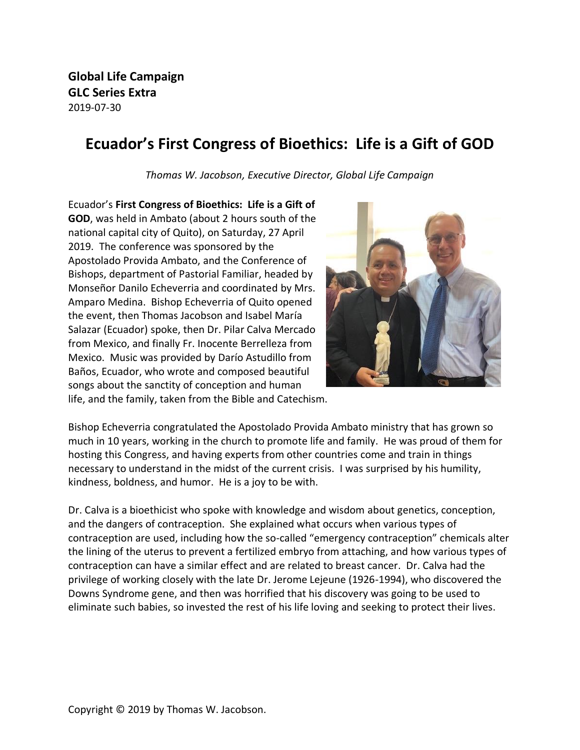**Global Life Campaign**
**GLC Series Extra**
2019-07-30

# Ecuador's First Congress of Bioethics: Life is a Gift of GOD

*Thomas W. Jacobson, Executive Director, Global Life Campaign*

Ecuador's **First Congress of Bioethics: Life is a Gift of GOD**, was held in Ambato (about 2 hours south of the national capital city of Quito), on Saturday, 27 April 2019. The conference was sponsored by the Apostolado Provida Ambato, and the Conference of Bishops, department of Pastorial Familiar, headed by Monseñor Danilo Echeverria and coordinated by Mrs. Amparo Medina. Bishop Echeverria of Quito opened the event, then Thomas Jacobson and Isabel María Salazar (Ecuador) spoke, then Dr. Pilar Calva Mercado from Mexico, and finally Fr. Inocente Berrelleza from Mexico. Music was provided by Darío Astudillo from Baños, Ecuador, who wrote and composed beautiful songs about the sanctity of conception and human life, and the family, taken from the Bible and Catechism.

Bishop Echeverria congratulated the Apostolado Provida Ambato ministry that has grown so much in 10 years, working in the church to promote life and family. He was proud of them for hosting this Congress, and having experts from other countries come and train in things necessary to understand in the midst of the current crisis. I was surprised by his humility, kindness, boldness, and humor. He is a joy to be with.

Dr. Calva is a bioethicist who spoke with knowledge and wisdom about genetics, conception, and the dangers of contraception. She explained what occurs when various types of contraception are used, including how the so-called "emergency contraception" chemicals alter the lining of the uterus to prevent a fertilized embryo from attaching, and how various types of contraception can have a similar effect and are related to breast cancer. Dr. Calva had the privilege of working closely with the late Dr. Jerome Lejeune (1926-1994), who discovered the Downs Syndrome gene, and then was horrified that his discovery was going to be used to eliminate such babies, so invested the rest of his life loving and seeking to protect their lives.

Copyright © 2019 by Thomas W. Jacobson.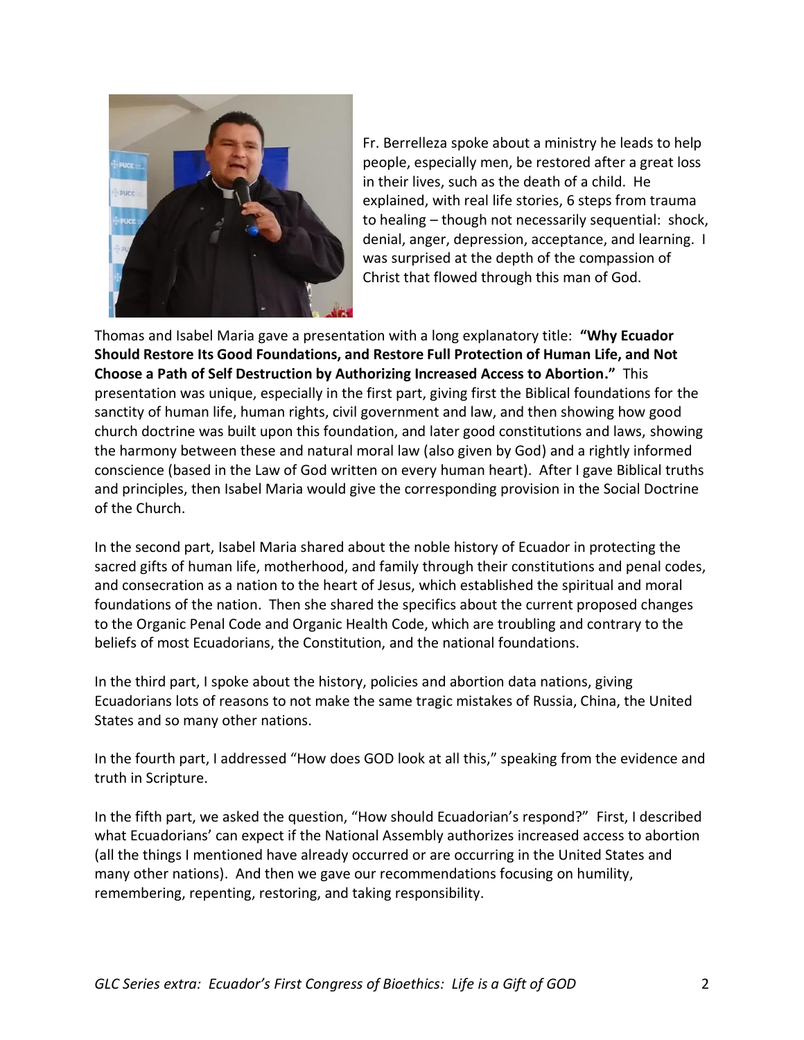Fr. Berrelleza spoke about a ministry he leads to help people, especially men, be restored after a great loss in their lives, such as the death of a child. He explained, with real life stories, 6 steps from trauma to healing – though not necessarily sequential: shock, denial, anger, depression, acceptance, and learning. I was surprised at the depth of the compassion of Christ that flowed through this man of God.

Thomas and Isabel Maria gave a presentation with a long explanatory title: **"Why Ecuador Should Restore Its Good Foundations, and Restore Full Protection of Human Life, and Not Choose a Path of Self Destruction by Authorizing Increased Access to Abortion."** This presentation was unique, especially in the first part, giving first the Biblical foundations for the sanctity of human life, human rights, civil government and law, and then showing how good church doctrine was built upon this foundation, and later good constitutions and laws, showing the harmony between these and natural moral law (also given by God) and a rightly informed conscience (based in the Law of God written on every human heart). After I gave Biblical truths and principles, then Isabel Maria would give the corresponding provision in the Social Doctrine of the Church.

In the second part, Isabel Maria shared about the noble history of Ecuador in protecting the sacred gifts of human life, motherhood, and family through their constitutions and penal codes, and consecration as a nation to the heart of Jesus, which established the spiritual and moral foundations of the nation. Then she shared the specifics about the current proposed changes to the Organic Penal Code and Organic Health Code, which are troubling and contrary to the beliefs of most Ecuadorians, the Constitution, and the national foundations.

In the third part, I spoke about the history, policies and abortion data nations, giving Ecuadorians lots of reasons to not make the same tragic mistakes of Russia, China, the United States and so many other nations.

In the fourth part, I addressed "How does GOD look at all this," speaking from the evidence and truth in Scripture.

In the fifth part, we asked the question, "How should Ecuadorian's respond?" First, I described what Ecuadorians' can expect if the National Assembly authorizes increased access to abortion (all the things I mentioned have already occurred or are occurring in the United States and many other nations). And then we gave our recommendations focusing on humility, remembering, repenting, restoring, and taking responsibility.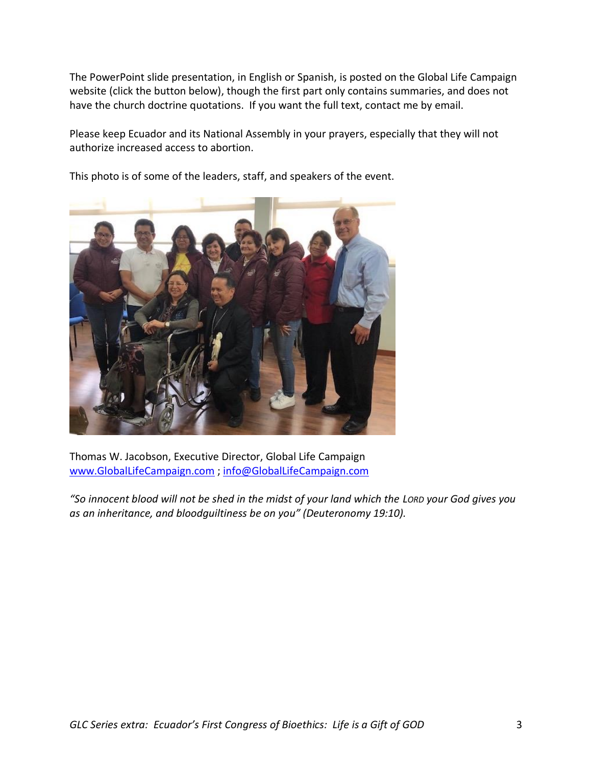The PowerPoint slide presentation, in English or Spanish, is posted on the Global Life Campaign website (click the button below), though the first part only contains summaries, and does not have the church doctrine quotations. If you want the full text, contact me by email.

Please keep Ecuador and its National Assembly in your prayers, especially that they will not authorize increased access to abortion.

This photo is of some of the leaders, staff, and speakers of the event.

Thomas W. Jacobson, Executive Director, Global Life Campaign
www.GlobalLifeCampaign.com ; info@GlobalLifeCampaign.com

*"So innocent blood will not be shed in the midst of your land which the LORD your God gives you as an inheritance, and bloodguiltiness be on you" (Deuteronomy 19:10).*